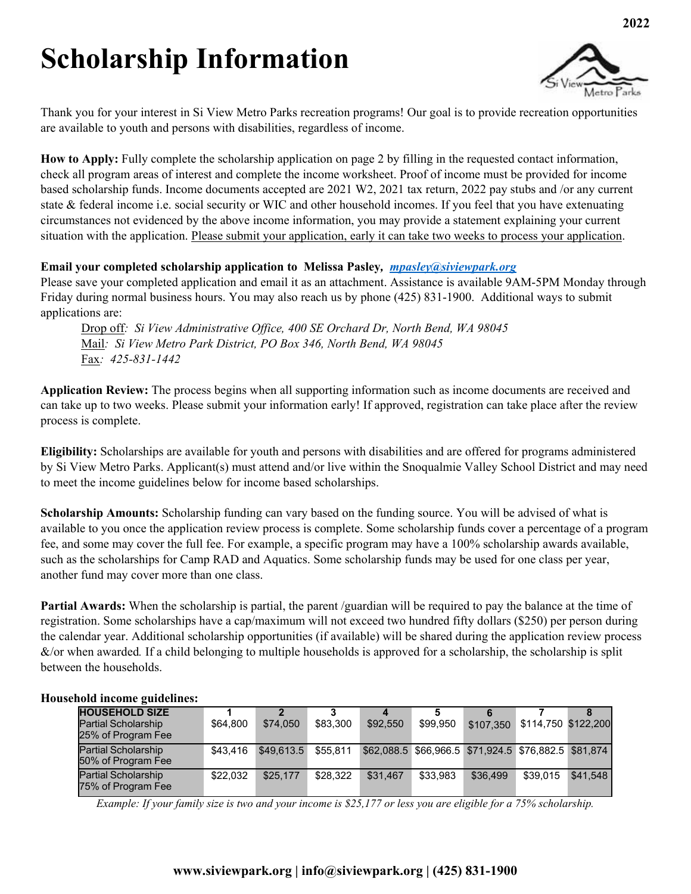2022

# Scholarship Information

Thank you for your interest in Si View Metro Parks recreation programs! Our goal is to provide recreation opportunities are available to youth and persons with disabilities, regardless of income.

**How to Apply:** Fully complete the scholarship application on page 2 by filling in the requested contact information, check all program areas of interest and complete the income worksheet. Proof of income must be provided for income based scholarship funds. Income documents accepted are 2021 W2, 2021 tax return, 2022 pay stubs and /or any current state & federal income i.e. social security or WIC and other household incomes. If you feel that you have extenuating circumstances not evidenced by the above income information, you may provide a statement explaining your current situation with the application. Please submit your application, early it can take two weeks to process your application.

**Email your completed scholarship application to Melissa Pasley,** ***mpasley@siviewpark.org***

Please save your completed application and email it as an attachment. Assistance is available 9AM-5PM Monday through Friday during normal business hours. You may also reach us by phone (425) 831-1900. Additional ways to submit applications are:

Drop off*: Si View Administrative Office, 400 SE Orchard Dr, North Bend, WA 98045*
Mail*: Si View Metro Park District, PO Box 346, North Bend, WA 98045*
Fax*: 425-831-1442*

**Application Review:** The process begins when all supporting information such as income documents are received and can take up to two weeks. Please submit your information early! If approved, registration can take place after the review process is complete.

**Eligibility:** Scholarships are available for youth and persons with disabilities and are offered for programs administered by Si View Metro Parks. Applicant(s) must attend and/or live within the Snoqualmie Valley School District and may need to meet the income guidelines below for income based scholarships.

**Scholarship Amounts:** Scholarship funding can vary based on the funding source. You will be advised of what is available to you once the application review process is complete. Some scholarship funds cover a percentage of a program fee, and some may cover the full fee. For example, a specific program may have a 100% scholarship awards available, such as the scholarships for Camp RAD and Aquatics. Some scholarship funds may be used for one class per year, another fund may cover more than one class.

**Partial Awards:** When the scholarship is partial, the parent /guardian will be required to pay the balance at the time of registration. Some scholarships have a cap/maximum will not exceed two hundred fifty dollars ($250) per person during the calendar year. Additional scholarship opportunities (if available) will be shared during the application review process &/or when awarded*.* If a child belonging to multiple households is approved for a scholarship, the scholarship is split between the households.

**Household income guidelines:**

| HOUSEHOLD SIZE | 1 | 2 | 3 | 4 | 5 | 6 | 7 | 8 |
|---|---|---|---|---|---|---|---|---|
| Partial Scholarship 25% of Program Fee | $64,800 | $74,050 | $83,300 | $92,550 | $99,950 | $107,350 | $114,750 | $122,200 |
| Partial Scholarship 50% of Program Fee | $43,416 | $49,613.5 | $55,811 | $62,088.5 | $66,966.5 | $71,924.5 | $76,882.5 | $81,874 |
| Partial Scholarship 75% of Program Fee | $22,032 | $25,177 | $28,322 | $31,467 | $33,983 | $36,499 | $39,015 | $41,548 |

*Example: If your family size is two and your income is $25,177 or less you are eligible for a 75% scholarship.*

**www.siviewpark.org | info@siviewpark.org | (425) 831-1900**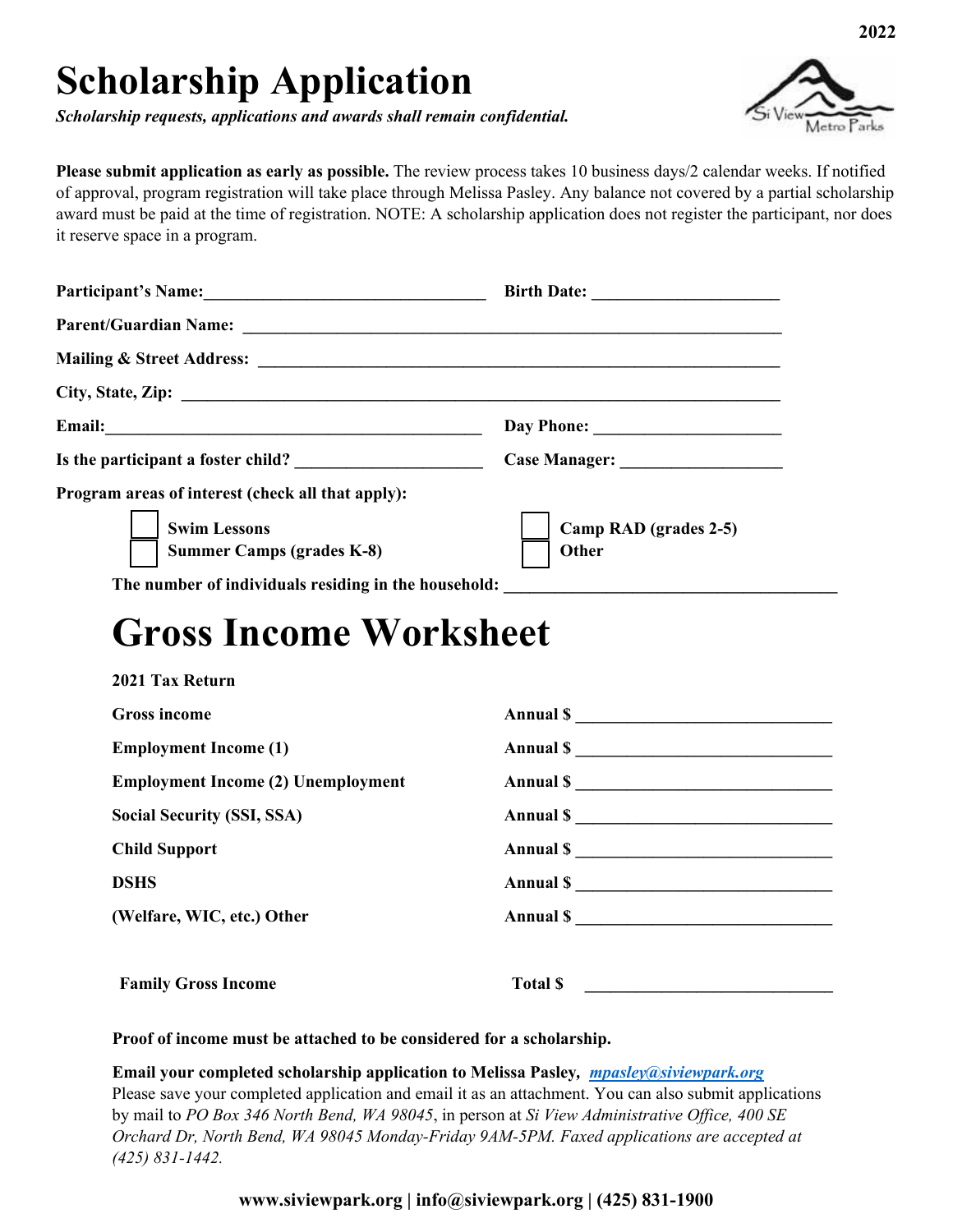2022

# Scholarship Application

***Scholarship requests, applications and awards shall remain confidential.***

**Please submit application as early as possible.** The review process takes 10 business days/2 calendar weeks. If notified of approval, program registration will take place through Melissa Pasley. Any balance not covered by a partial scholarship award must be paid at the time of registration. NOTE: A scholarship application does not register the participant, nor does it reserve space in a program.

**Participant's Name:**_________________________________ **Birth Date:** ______________________

**Parent/Guardian Name:** ________________________________________________________________

**Mailing & Street Address:** ______________________________________________________________

**City, State, Zip:** _______________________________________________________________________

**Email:**_____________________________________________ **Day Phone:** ______________________

**Is the participant a foster child?** _____________________ **Case Manager:** ___________________

**Program areas of interest (check all that apply):**

- ☐ **Swim Lessons**
- ☐ **Summer Camps (grades K-8)**
- ☐ **Camp RAD (grades 2-5)**
- ☐ **Other**

**The number of individuals residing in the household:** _______________________________________

# Gross Income Worksheet

**2021 Tax Return**

| | |
|---|---|
| **Gross income** | **Annual $** ______________________________ |
| **Employment Income (1)** | **Annual $** ______________________________ |
| **Employment Income (2) Unemployment** | **Annual $** ______________________________ |
| **Social Security (SSI, SSA)** | **Annual $** ______________________________ |
| **Child Support** | **Annual $** ______________________________ |
| **DSHS** | **Annual $** ______________________________ |
| **(Welfare, WIC, etc.) Other** | **Annual $** ______________________________ |
| **Family Gross Income** | **Total $** ______________________________ |

**Proof of income must be attached to be considered for a scholarship.**

**Email your completed scholarship application to Melissa Pasley,** ***mpasley@siviewpark.org***
Please save your completed application and email it as an attachment. You can also submit applications by mail to *PO Box 346 North Bend, WA 98045*, in person at *Si View Administrative Office, 400 SE Orchard Dr, North Bend, WA 98045 Monday-Friday 9AM-5PM. Faxed applications are accepted at (425) 831-1442.*

**www.siviewpark.org | info@siviewpark.org | (425) 831-1900**